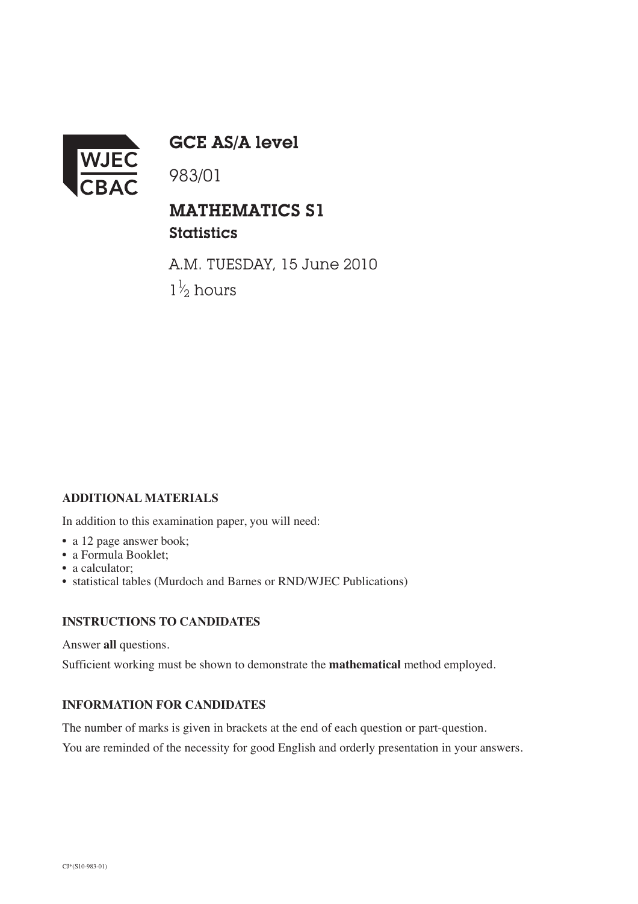WJEC CBAC

# GCE AS/A level

983/01

## MATHEMATICS S1

### Statistics

A.M. TUESDAY, 15 June 2010

$1\frac{1}{2}$ hours

**ADDITIONAL MATERIALS**

In addition to this examination paper, you will need:

- a 12 page answer book;
- a Formula Booklet;
- a calculator;
- statistical tables (Murdoch and Barnes or RND/WJEC Publications)

**INSTRUCTIONS TO CANDIDATES**

Answer **all** questions.

Sufficient working must be shown to demonstrate the **mathematical** method employed.

**INFORMATION FOR CANDIDATES**

The number of marks is given in brackets at the end of each question or part-question.

You are reminded of the necessity for good English and orderly presentation in your answers.

CJ*(S10-983-01)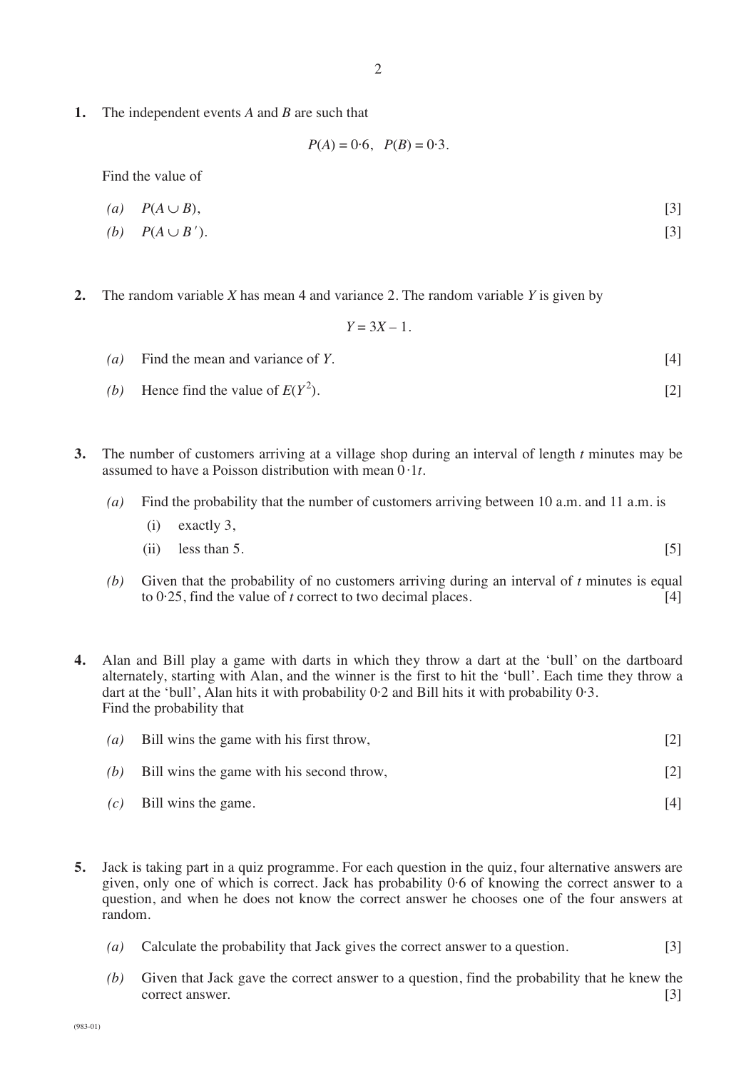**1.** The independent events $A$ and $B$ are such that

$$P(A) = 0{\cdot}6, \quad P(B) = 0{\cdot}3.$$

Find the value of

*(a)* $P(A \cup B)$, [3]

*(b)* $P(A \cup B')$. [3]

**2.** The random variable $X$ has mean 4 and variance 2. The random variable $Y$ is given by

$$Y = 3X - 1.$$

*(a)* Find the mean and variance of $Y$. [4]

*(b)* Hence find the value of $E(Y^2)$. [2]

**3.** The number of customers arriving at a village shop during an interval of length $t$ minutes may be assumed to have a Poisson distribution with mean $0{\cdot}1t$.

*(a)* Find the probability that the number of customers arriving between 10 a.m. and 11 a.m. is

(i) exactly 3,

(ii) less than 5. [5]

*(b)* Given that the probability of no customers arriving during an interval of $t$ minutes is equal to $0{\cdot}25$, find the value of $t$ correct to two decimal places. [4]

**4.** Alan and Bill play a game with darts in which they throw a dart at the 'bull' on the dartboard alternately, starting with Alan, and the winner is the first to hit the 'bull'. Each time they throw a dart at the 'bull', Alan hits it with probability $0{\cdot}2$ and Bill hits it with probability $0{\cdot}3$.
Find the probability that

*(a)* Bill wins the game with his first throw, [2]

*(b)* Bill wins the game with his second throw, [2]

*(c)* Bill wins the game. [4]

**5.** Jack is taking part in a quiz programme. For each question in the quiz, four alternative answers are given, only one of which is correct. Jack has probability $0{\cdot}6$ of knowing the correct answer to a question, and when he does not know the correct answer he chooses one of the four answers at random.

*(a)* Calculate the probability that Jack gives the correct answer to a question. [3]

*(b)* Given that Jack gave the correct answer to a question, find the probability that he knew the correct answer. [3]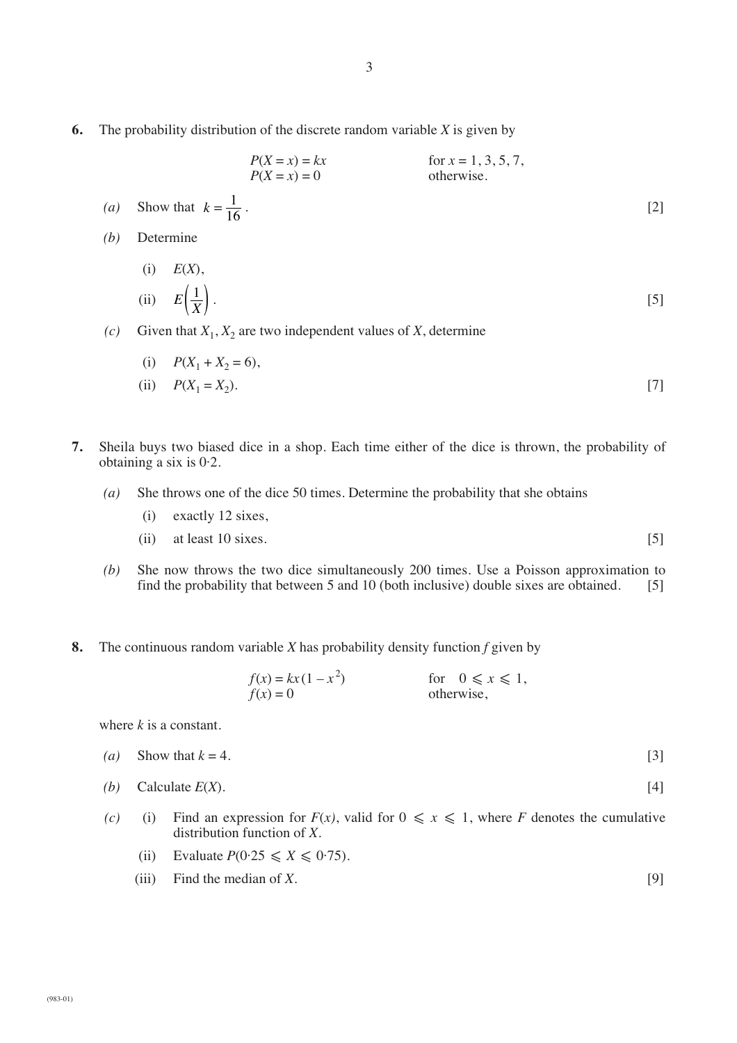**6.** The probability distribution of the discrete random variable $X$ is given by

$$P(X = x) = kx \qquad \text{for } x = 1, 3, 5, 7,$$
$$P(X = x) = 0 \qquad \text{otherwise.}$$

*(a)* Show that $k = \dfrac{1}{16}$. [2]

*(b)* Determine

(i) $E(X)$,

(ii) $E\left(\dfrac{1}{X}\right)$. [5]

*(c)* Given that $X_1, X_2$ are two independent values of $X$, determine

(i) $P(X_1 + X_2 = 6)$,

(ii) $P(X_1 = X_2)$. [7]

**7.** Sheila buys two biased dice in a shop. Each time either of the dice is thrown, the probability of obtaining a six is 0·2.

*(a)* She throws one of the dice 50 times. Determine the probability that she obtains

(i) exactly 12 sixes,

(ii) at least 10 sixes. [5]

*(b)* She now throws the two dice simultaneously 200 times. Use a Poisson approximation to find the probability that between 5 and 10 (both inclusive) double sixes are obtained. [5]

**8.** The continuous random variable $X$ has probability density function $f$ given by

$$f(x) = kx(1 - x^2) \qquad \text{for} \quad 0 \leqslant x \leqslant 1,$$
$$f(x) = 0 \qquad \text{otherwise,}$$

where $k$ is a constant.

*(a)* Show that $k = 4$. [3]

*(b)* Calculate $E(X)$. [4]

*(c)* (i) Find an expression for $F(x)$, valid for $0 \leqslant x \leqslant 1$, where $F$ denotes the cumulative distribution function of $X$.

(ii) Evaluate $P(0{\cdot}25 \leqslant X \leqslant 0{\cdot}75)$.

(iii) Find the median of $X$. [9]